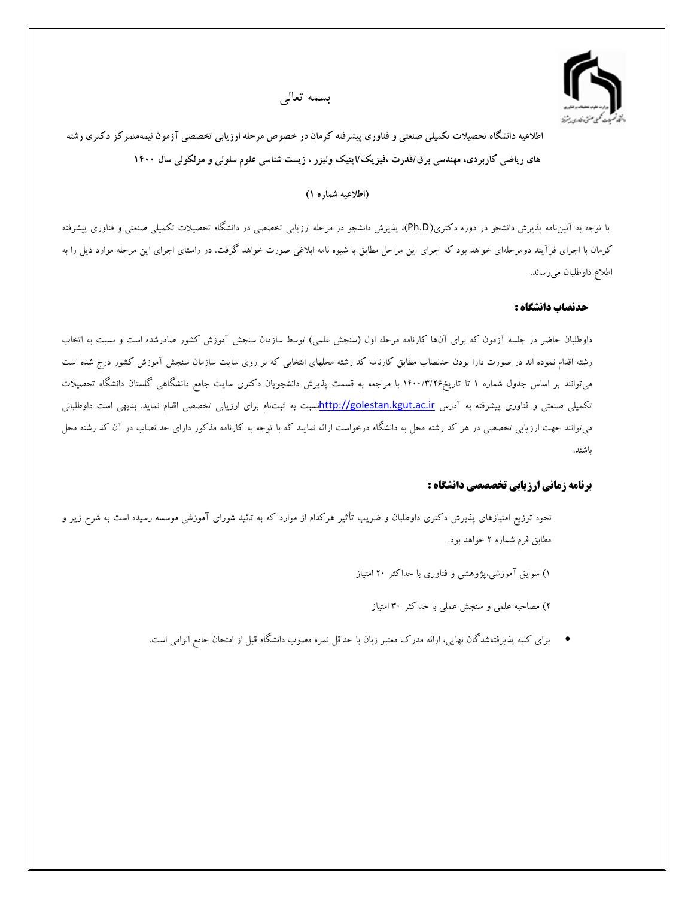بسمه تعالی

**اطلاعیه دانشگاه تحصیلات تکمیلی صنعتی و فناوری پیشرفته کرمان در خصوص مرحله ارزیابی تخصصی آزمون نیمه‌متمرکز دکتری رشته های ریاضی کاربردی، مهندسی برق/قدرت ،فیزیک/اپتیک ولیزر ، زیست شناسی علوم سلولی و مولکولی سال ۱۴۰۰**

**(اطلاعیه شماره ۱)**

با توجه به آئین‌نامه پذیرش دانشجو در دوره دکتری(Ph.D)، پذیرش دانشجو در مرحله ارزیابی تخصصی در دانشگاه تحصیلات تکمیلی صنعتی و فناوری پیشرفته کرمان با اجرای فرآیند دومرحله‌ای خواهد بود که اجرای این مراحل مطابق با شیوه نامه ابلاغی صورت خواهد گرفت. در راستای اجرای این مرحله موارد ذیل را به اطلاع داوطلبان می‌رساند.

## حدنصاب دانشگاه :

داوطلبان حاضر در جلسه آزمون که برای آن‌ها کارنامه مرحله اول (سنجش علمی) توسط سازمان سنجش آموزش کشور صادرشده است و نسبت به انتخاب رشته اقدام نموده اند در صورت دارا بودن حدنصاب مطابق کارنامه کد رشته محلهای انتخابی که بر روی سایت سازمان سنجش آموزش کشور درج شده است می‌توانند بر اساس جدول شماره ۱ تا تاریخ۱۴۰۰/۳/۲۶ با مراجعه به قسمت پذیرش دانشجویان دکتری سایت جامع دانشگاهی گلستان دانشگاه تحصیلات تکمیلی صنعتی و فناوری پیشرفته به آدرس http://golestan.kgut.ac.irنسبت به ثبت‌نام برای ارزیابی تخصصی اقدام نماید. بدیهی است داوطلبانی می‌توانند جهت ارزیابی تخصصی در هر کد رشته محل به دانشگاه درخواست ارائه نمایند که با توجه به کارنامه مذکور دارای حد نصاب در آن کد رشته محل باشند.

## برنامه زمانی ارزیابی تخصصی دانشگاه :

نحوه توزیع امتیازهای پذیرش دکتری داوطلبان و ضریب تأثیر هرکدام از موارد که به تائید شورای آموزشی موسسه رسیده است به شرح زیر و مطابق فرم شماره ۲ خواهد بود.

۱) سوابق آموزشی،پژوهشی و فناوری با حداکثر ۲۰ امتیاز

۲) مصاحبه علمی و سنجش عملی با حداکثر ۳۰ امتیاز

- برای کلیه پذیرفته‌شدگان نهایی، ارائه مدرک معتبر زبان با حداقل نمره مصوب دانشگاه قبل از امتحان جامع الزامی است.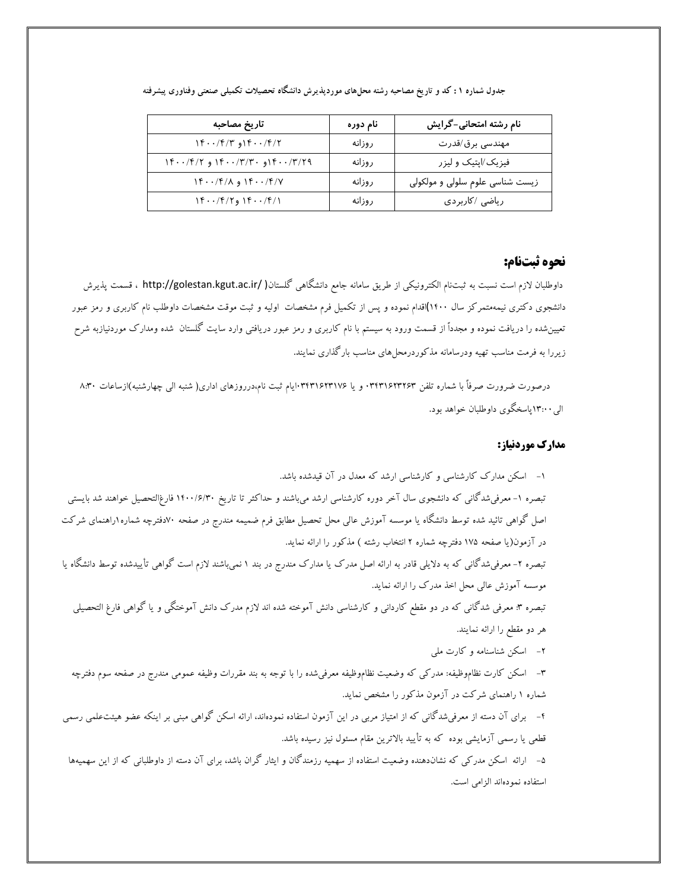جدول شماره ۱ : کد و تاریخ مصاحبه رشته محل‌های موردپذیرش دانشگاه تحصیلات تکمیلی صنعتی وفناوری پیشرفته

| نام رشته امتحانی-گرایش | نام دوره | تاریخ مصاحبه |
| --- | --- | --- |
| مهندسی برق/قدرت | روزانه | ۱۴۰۰/۴/۲و ۱۴۰۰/۴/۳ |
| فیزیک/اپتیک و لیزر | روزانه | ۱۴۰۰/۳/۲۹و ۱۴۰۰/۳/۳۰ و ۱۴۰۰/۴/۲ |
| زیست شناسی علوم سلولی و مولکولی | روزانه | ۱۴۰۰/۴/۷ و ۱۴۰۰/۴/۸ |
| ریاضی /کاربردی | روزانه | ۱۴۰۰/۴/۱ و۱۴۰۰/۴/۲ |

## نحوه ثبت‌نام:

داوطلبان لازم است نسبت به ثبت‌نام الکترونیکی از طریق سامانه جامع دانشگاهی گلستان( http://golestan.kgut.ac.ir/ ، قسمت پذیرش دانشجوی دکتری نیمه‌متمرکز سال ۱۴۰۰)اقدام نموده و پس از تکمیل فرم مشخصات اولیه و ثبت موقت مشخصات داوطلب نام کاربری و رمز عبور تعیین‌شده را دریافت نموده و مجدداً از قسمت ورود به سیستم با نام کاربری و رمز عبور دریافتی وارد سایت گلستان شده ومدارک موردنیازبه شرح زیررا به فرمت مناسب تهیه ودرسامانه مذکوردرمحل‌های مناسب بارگذاری نمایند.

درصورت ضرورت صرفاً با شماره تلفن ۰۳۴۳۱۶۲۳۲۶۳ و یا ۰۳۴۳۱۶۲۳۱۷۶ایام ثبت نام،درروزهای اداری( شنبه الی چهارشنبه)ازساعات ۸:۳۰ الی ۱۳:۰۰پاسخگوی داوطلبان خواهد بود.

## مدارک موردنیاز:

۱- اسکن مدارک کارشناسی و کارشناسی ارشد که معدل در آن قیدشده باشد.

تبصره ۱- معرفی‌شدگانی که دانشجوی سال آخر دوره کارشناسی ارشد می‌باشند و حداکثر تا تاریخ ۱۴۰۰/۶/۳۰ فارغ‌التحصیل خواهند شد بایستی اصل گواهی تائید شده توسط دانشگاه یا موسسه آموزش عالی محل تحصیل مطابق فرم ضمیمه مندرج در صفحه ۷۰دفترچه شماره۱راهنمای شرکت در آزمون(یا صفحه ۱۷۵ دفترچه شماره ۲ انتخاب رشته ) مذکور را ارائه نماید.

تبصره ۲- معرفی‌شدگانی که به دلایلی قادر به ارائه اصل مدرک یا مدارک مندرج در بند ۱ نمی‌باشند لازم است گواهی تأییدشده توسط دانشگاه یا موسسه آموزش عالی محل اخذ مدرک را ارائه نماید.

تبصره ۳: معرفی شدگانی که در دو مقطع کاردانی و کارشناسی دانش آموخته شده اند لازم مدرک دانش آموختگی و یا گواهی فارغ التحصیلی هر دو مقطع را ارائه نمایند.

۲- اسکن شناسنامه و کارت ملی

۳- اسکن کارت نظام‌وظیفه: مدرکی که وضعیت نظام‌وظیفه معرفی‌شده را با توجه به بند مقررات وظیفه عمومی مندرج در صفحه سوم دفترچه شماره ۱ راهنمای شرکت در آزمون مذکور را مشخص نماید.

۴- برای آن دسته از معرفی‌شدگانی که از امتیاز مربی در این آزمون استفاده نموده‌اند، ارائه اسکن گواهی مبنی بر اینکه عضو هیئت‌علمی رسمی قطعی یا رسمی آزمایشی بوده که به تأیید بالاترین مقام مسئول نیز رسیده باشد.

۵- ارائه اسکن مدرکی که نشان‌دهنده وضعیت استفاده از سهمیه رزمندگان و ایثار گران باشد، برای آن دسته از داوطلبانی که از این سهمیه‌ها استفاده نموده‌اند الزامی است.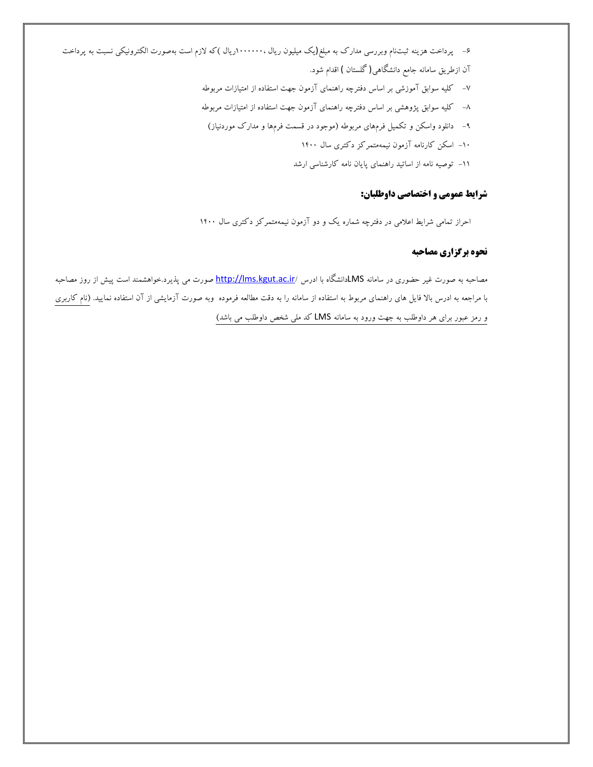۶- پرداخت هزینه ثبت‌نام وبررسی مدارک به مبلغ(یک میلیون ریال ،۱۰۰۰۰۰۰ریال )که لازم است به‌صورت الکترونیکی نسبت به پرداخت آن ازطریق سامانه جامع دانشگاهی( گلستان ) اقدام شود.

۷- کلیه سوابق آموزشی بر اساس دفترچه راهنمای آزمون جهت استفاده از امتیازات مربوطه

۸- کلیه سوابق پژوهشی بر اساس دفترچه راهنمای آزمون جهت استفاده از امتیازات مربوطه

۹- دانلود واسکن و تکمیل فرم‌های مربوطه (موجود در قسمت فرم‌ها و مدارک موردنیاز)

۱۰- اسکن کارنامه آزمون نیمه‌متمرکز دکتری سال ۱۴۰۰

۱۱- توصیه نامه از اساتید راهنمای پایان نامه کارشناسی ارشد

## شرایط عمومی و اختصاصی داوطلبان:

احراز تمامی شرایط اعلامی در دفترچه شماره یک و دو آزمون نیمه‌متمرکز دکتری سال ۱۴۰۰

## نحوه برگزاری مصاحبه

مصاحبه به صورت غیر حضوری در سامانه LMSدانشگاه با ادرس /http://lms.kgut.ac.ir صورت می پذیرد.خواهشمند است پیش از روز مصاحبه با مراجعه به ادرس بالا فایل های راهنمای مربوط به استفاده از سامانه را به دقت مطالعه فرموده وبه صورت آزمایشی از آن استفاده نمایید. (نام کاربری و رمز عبور برای هر داوطلب به جهت ورود به سامانه LMS کد ملی شخص داوطلب می باشد)